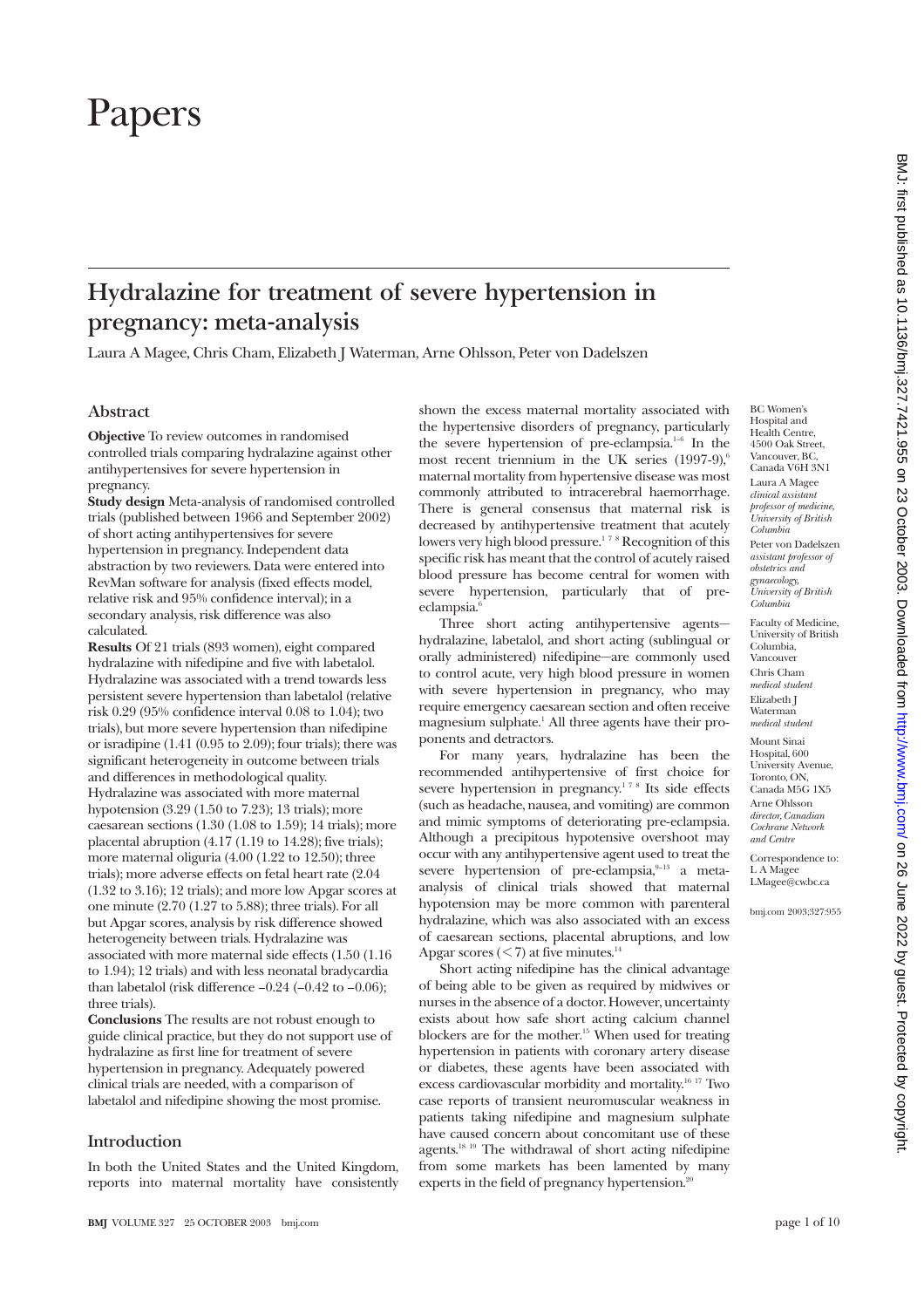# Papers

## Hydralazine for treatment of severe hypertension in pregnancy: meta-analysis

Laura A Magee, Chris Cham, Elizabeth J Waterman, Arne Ohlsson, Peter von Dadelszen

### Abstract

**Objective** To review outcomes in randomised controlled trials comparing hydralazine against other antihypertensives for severe hypertension in pregnancy.

**Study design** Meta-analysis of randomised controlled trials (published between 1966 and September 2002) of short acting antihypertensives for severe hypertension in pregnancy. Independent data abstraction by two reviewers. Data were entered into RevMan software for analysis (fixed effects model, relative risk and 95% confidence interval); in a secondary analysis, risk difference was also calculated.

**Results** Of 21 trials (893 women), eight compared hydralazine with nifedipine and five with labetalol. Hydralazine was associated with a trend towards less persistent severe hypertension than labetalol (relative risk 0.29 (95% confidence interval 0.08 to 1.04); two trials), but more severe hypertension than nifedipine or isradipine (1.41 (0.95 to 2.09); four trials); there was significant heterogeneity in outcome between trials and differences in methodological quality. Hydralazine was associated with more maternal hypotension (3.29 (1.50 to 7.23); 13 trials); more caesarean sections (1.30 (1.08 to 1.59); 14 trials); more placental abruption (4.17 (1.19 to 14.28); five trials); more maternal oliguria (4.00 (1.22 to 12.50); three trials); more adverse effects on fetal heart rate (2.04 (1.32 to 3.16); 12 trials); and more low Apgar scores at one minute (2.70 (1.27 to 5.88); three trials). For all but Apgar scores, analysis by risk difference showed heterogeneity between trials. Hydralazine was associated with more maternal side effects (1.50 (1.16 to 1.94); 12 trials) and with less neonatal bradycardia than labetalol (risk difference −0.24 (−0.42 to −0.06); three trials).

**Conclusions** The results are not robust enough to guide clinical practice, but they do not support use of hydralazine as first line for treatment of severe hypertension in pregnancy. Adequately powered clinical trials are needed, with a comparison of labetalol and nifedipine showing the most promise.

### Introduction

In both the United States and the United Kingdom, reports into maternal mortality have consistently shown the excess maternal mortality associated with the hypertensive disorders of pregnancy, particularly the severe hypertension of pre-eclampsia.[1-6] In the most recent triennium in the UK series (1997-9),[6] maternal mortality from hypertensive disease was most commonly attributed to intracerebral haemorrhage. There is general consensus that maternal risk is decreased by antihypertensive treatment that acutely lowers very high blood pressure.[1 7 8] Recognition of this specific risk has meant that the control of acutely raised blood pressure has become central for women with severe hypertension, particularly that of pre-eclampsia.[6]

Three short acting antihypertensive agents—hydralazine, labetalol, and short acting (sublingual or orally administered) nifedipine—are commonly used to control acute, very high blood pressure in women with severe hypertension in pregnancy, who may require emergency caesarean section and often receive magnesium sulphate.[1] All three agents have their proponents and detractors.

For many years, hydralazine has been the recommended antihypertensive of first choice for severe hypertension in pregnancy.[1 7 8] Its side effects (such as headache, nausea, and vomiting) are common and mimic symptoms of deteriorating pre-eclampsia. Although a precipitous hypotensive overshoot may occur with any antihypertensive agent used to treat the severe hypertension of pre-eclampsia,[9-13] a meta-analysis of clinical trials showed that maternal hypotension may be more common with parenteral hydralazine, which was also associated with an excess of caesarean sections, placental abruptions, and low Apgar scores (<7) at five minutes.[14]

Short acting nifedipine has the clinical advantage of being able to be given as required by midwives or nurses in the absence of a doctor. However, uncertainty exists about how safe short acting calcium channel blockers are for the mother.[15] When used for treating hypertension in patients with coronary artery disease or diabetes, these agents have been associated with excess cardiovascular morbidity and mortality.[16 17] Two case reports of transient neuromuscular weakness in patients taking nifedipine and magnesium sulphate have caused concern about concomitant use of these agents.[18 19] The withdrawal of short acting nifedipine from some markets has been lamented by many experts in the field of pregnancy hypertension.[20]

BC Women's Hospital and Health Centre, 4500 Oak Street, Vancouver, BC, Canada V6H 3N1
Laura A Magee *clinical assistant professor of medicine, University of British Columbia*
Peter von Dadelszen *assistant professor of obstetrics and gynaecology, University of British Columbia*

Faculty of Medicine, University of British Columbia, Vancouver
Chris Cham *medical student*
Elizabeth J Waterman *medical student*

Mount Sinai Hospital, 600 University Avenue, Toronto, ON, Canada M5G 1X5
Arne Ohlsson *director, Canadian Cochrane Network and Centre*

Correspondence to: L A Magee LMagee@cw.bc.ca

bmj.com 2003;327:955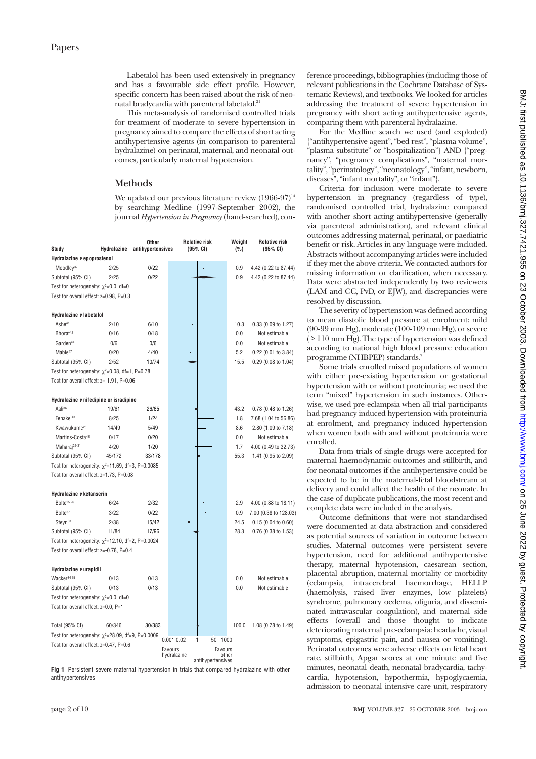Labetalol has been used extensively in pregnancy and has a favourable side effect profile. However, specific concern has been raised about the risk of neonatal bradycardia with parenteral labetalol.[21]

This meta-analysis of randomised controlled trials for treatment of moderate to severe hypertension in pregnancy aimed to compare the effects of short acting antihypertensive agents (in comparison to parenteral hydralazine) on perinatal, maternal, and neonatal outcomes, particularly maternal hypotension.

## Methods

We updated our previous literature review (1966-97)[14] by searching Medline (1997-September 2002), the journal *Hypertension in Pregnancy* (hand-searched), conference proceedings, bibliographies (including those of relevant publications in the Cochrane Database of Systematic Reviews), and textbooks. We looked for articles addressing the treatment of severe hypertension in pregnancy with short acting antihypertensive agents, comparing them with parenteral hydralazine.

| Study | Hydralazine | Other antihypertensives | Weight (%) | Relative risk (95% CI) |
|---|---|---|---|---|
| **Hydralazine *v* epoprostenol** | | | | |
| Moodley[32] | 2/25 | 0/22 | 0.9 | 4.42 (0.22 to 87.44) |
| Subtotal (95% CI) | 2/25 | 0/22 | 0.9 | 4.42 (0.22 to 87.44) |
| Test for heterogeneity: $\chi^2$=0.0, df=0 | | | | |
| Test for overall effect: z=0.98, P=0.3 | | | | |
| **Hydralazine *v* labetalol** | | | | |
| Ashe[41] | 2/10 | 6/10 | 10.3 | 0.33 (0.09 to 1.27) |
| Bhorat[42] | 0/16 | 0/18 | 0.0 | Not estimable |
| Garden[44] | 0/6 | 0/6 | 0.0 | Not estimable |
| Mabie[47] | 0/20 | 4/40 | 5.2 | 0.22 (0.01 to 3.84) |
| Subtotal (95% CI) | 2/52 | 10/74 | 15.5 | 0.29 (0.08 to 1.04) |
| Test for heterogeneity: $\chi^2$=0.08, df=1, P=0.78 | | | | |
| Test for overall effect: z=-1.91, P=0.06 | | | | |
| **Hydralazine *v* nifedipine or isradipine** | | | | |
| Aali[36] | 19/61 | 26/65 | 43.2 | 0.78 (0.48 to 1.26) |
| Fenakel[43] | 8/25 | 1/24 | 1.8 | 7.68 (1.04 to 56.86) |
| Kwawukume[28] | 14/49 | 5/49 | 8.6 | 2.80 (1.09 to 7.18) |
| Martins-Costa[48] | 0/17 | 0/20 | 0.0 | Not estimable |
| Maharaj[29-31] | 4/20 | 1/20 | 1.7 | 4.00 (0.49 to 32.73) |
| Subtotal (95% CI) | 45/172 | 33/178 | 55.3 | 1.41 (0.95 to 2.09) |
| Test for heterogeneity: $\chi^2$=11.69, df=3, P=0.0085 | | | | |
| Test for overall effect: z=1.73, P=0.08 | | | | |
| **Hydralazine *v* ketanserin** | | | | |
| Bolte[25 26] | 6/24 | 2/32 | 2.9 | 4.00 (0.88 to 18.11) |
| Bolte[37] | 3/22 | 0/22 | 0.9 | 7.00 (0.38 to 128.03) |
| Steyn[33] | 2/38 | 15/42 | 24.5 | 0.15 (0.04 to 0.60) |
| Subtotal (95% CI) | 11/84 | 17/96 | 28.3 | 0.76 (0.38 to 1.53) |
| Test for heterogeneity: $\chi^2$=12.10, df=2, P=0.0024 | | | | |
| Test for overall effect: z=-0.78, P=0.4 | | | | |
| **Hydralazine *v* urapidil** | | | | |
| Wacker[34 35] | 0/13 | 0/13 | 0.0 | Not estimable |
| Subtotal (95% CI) | 0/13 | 0/13 | 0.0 | Not estimable |
| Test for heterogeneity: $\chi^2$=0.0, df=0 | | | | |
| Test for overall effect: z=0.0, P=1 | | | | |
| Total (95% CI) | 60/346 | 30/383 | 100.0 | 1.08 (0.78 to 1.49) |
| Test for heterogeneity: $\chi^2$=28.09, df=9, P=0.0009 | | | | |
| Test for overall effect: z=0.47, P=0.6 | | | | |

Relative risk (95% CI) axis: 0.001 0.02 1 50 1000; Favours hydralazine / Favours other antihypertensives

**Fig 1** Persistent severe maternal hypertension in trials that compared hydralazine with other antihypertensives

For the Medline search we used (and exploded) {"antihypertensive agent", "bed rest", "plasma volume", "plasma substitute" or "hospitalization"} AND {"pregnancy", "pregnancy complications", "maternal mortality", "perinatology", "neonatology", "infant, newborn, diseases", "infant mortality", or "infant"}.

Criteria for inclusion were moderate to severe hypertension in pregnancy (regardless of type), randomised controlled trial, hydralazine compared with another short acting antihypertensive (generally via parenteral administration), and relevant clinical outcomes addressing maternal, perinatal, or paediatric benefit or risk. Articles in any language were included. Abstracts without accompanying articles were included if they met the above criteria. We contacted authors for missing information or clarification, when necessary. Data were abstracted independently by two reviewers (LAM and CC, PvD, or EJW), and discrepancies were resolved by discussion.

The severity of hypertension was defined according to mean diastolic blood pressure at enrolment: mild (90-99 mm Hg), moderate (100-109 mm Hg), or severe (≥110 mm Hg). The type of hypertension was defined according to national high blood pressure education programme (NHBPEP) standards.[7]

Some trials enrolled mixed populations of women with either pre-existing hypertension or gestational hypertension with or without proteinuria; we used the term "mixed" hypertension in such instances. Otherwise, we used pre-eclampsia when all trial participants had pregnancy induced hypertension with proteinuria at enrolment, and pregnancy induced hypertension when women both with and without proteinuria were enrolled.

Data from trials of single drugs were accepted for maternal haemodynamic outcomes and stillbirth, and for neonatal outcomes if the antihypertensive could be expected to be in the maternal-fetal bloodstream at delivery and could affect the health of the neonate. In the case of duplicate publications, the most recent and complete data were included in the analysis.

Outcome definitions that were not standardised were documented at data abstraction and considered as potential sources of variation in outcome between studies. Maternal outcomes were persistent severe hypertension, need for additional antihypertensive therapy, maternal hypotension, caesarean section, placental abruption, maternal mortality or morbidity (eclampsia, intracerebral haemorrhage, HELLP (haemolysis, raised liver enzymes, low platelets) syndrome, pulmonary oedema, oliguria, and disseminated intravascular coagulation), and maternal side effects (overall and those thought to indicate deteriorating maternal pre-eclampsia: headache, visual symptoms, epigastric pain, and nausea or vomiting). Perinatal outcomes were adverse effects on fetal heart rate, stillbirth, Apgar scores at one minute and five minutes, neonatal death, neonatal bradycardia, tachycardia, hypotension, hypothermia, hypoglycaemia, admission to neonatal intensive care unit, respiratory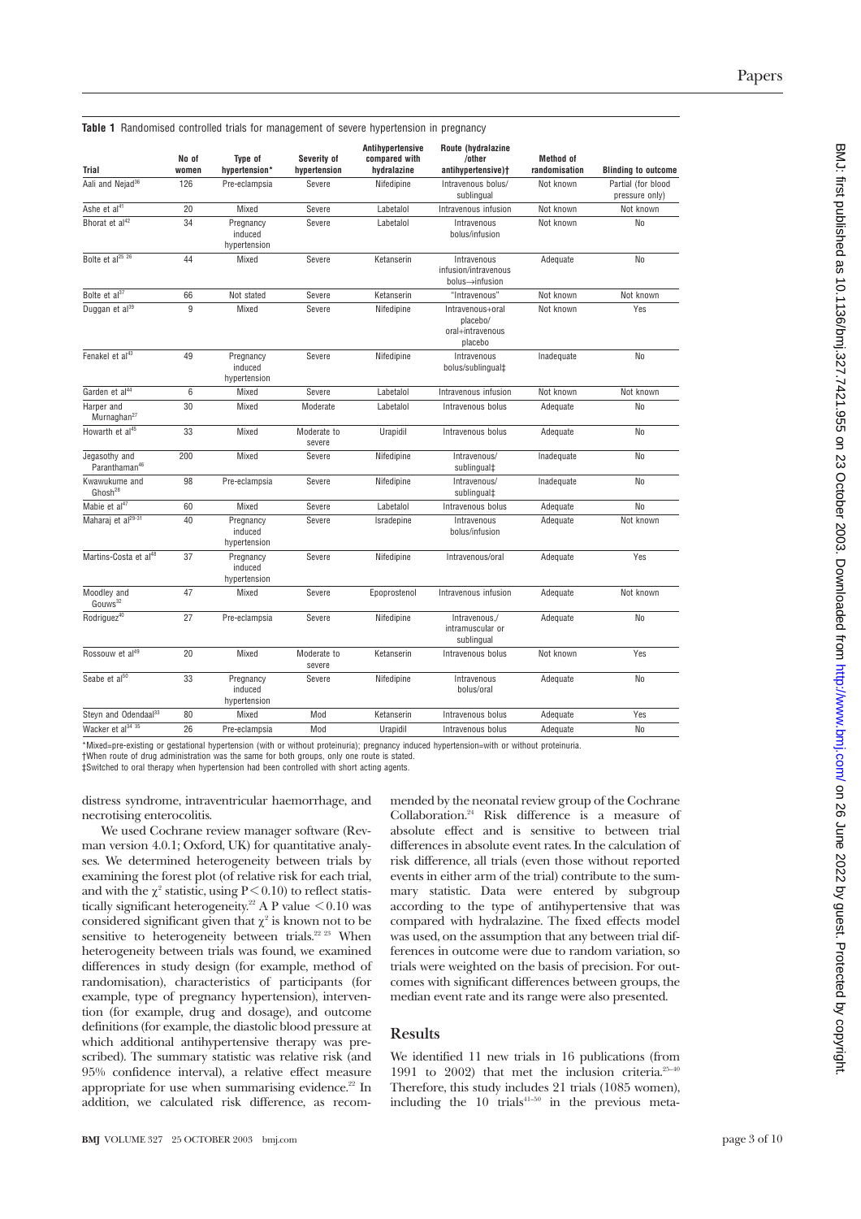**Table 1** Randomised controlled trials for management of severe hypertension in pregnancy

| Trial | No of women | Type of hypertension* | Severity of hypertension | Antihypertensive compared with hydralazine | Route (hydralazine /other antihypertensive)† | Method of randomisation | Blinding to outcome |
|---|---|---|---|---|---|---|---|
| Aali and Nejad[36] | 126 | Pre-eclampsia | Severe | Nifedipine | Intravenous bolus/ sublingual | Not known | Partial (for blood pressure only) |
| Ashe et al[41] | 20 | Mixed | Severe | Labetalol | Intravenous infusion | Not known | Not known |
| Bhorat et al[42] | 34 | Pregnancy induced hypertension | Severe | Labetalol | Intravenous bolus/infusion | Not known | No |
| Bolte et al[25 26] | 44 | Mixed | Severe | Ketanserin | Intravenous infusion/intravenous bolus→infusion | Adequate | No |
| Bolte et al[37] | 66 | Not stated | Severe | Ketanserin | "Intravenous" | Not known | Not known |
| Duggan et al[39] | 9 | Mixed | Severe | Nifedipine | Intravenous+oral placebo/ oral+intravenous placebo | Not known | Yes |
| Fenakel et al[43] | 49 | Pregnancy induced hypertension | Severe | Nifedipine | Intravenous bolus/sublingual‡ | Inadequate | No |
| Garden et al[44] | 6 | Mixed | Severe | Labetalol | Intravenous infusion | Not known | Not known |
| Harper and Murnaghan[27] | 30 | Mixed | Moderate | Labetalol | Intravenous bolus | Adequate | No |
| Howarth et al[45] | 33 | Mixed | Moderate to severe | Urapidil | Intravenous bolus | Adequate | No |
| Jegasothy and Paranthaman[46] | 200 | Mixed | Severe | Nifedipine | Intravenous/ sublingual‡ | Inadequate | No |
| Kwawukume and Ghosh[28] | 98 | Pre-eclampsia | Severe | Nifedipine | Intravenous/ sublingual‡ | Inadequate | No |
| Mabie et al[47] | 60 | Mixed | Severe | Labetalol | Intravenous bolus | Adequate | No |
| Maharaj et al[29-31] | 40 | Pregnancy induced hypertension | Severe | Isradepine | Intravenous bolus/infusion | Adequate | Not known |
| Martins-Costa et al[48] | 37 | Pregnancy induced hypertension | Severe | Nifedipine | Intravenous/oral | Adequate | Yes |
| Moodley and Gouws[32] | 47 | Mixed | Severe | Epoprostenol | Intravenous infusion | Adequate | Not known |
| Rodriguez[40] | 27 | Pre-eclampsia | Severe | Nifedipine | Intravenous,/ intramuscular or sublingual | Adequate | No |
| Rossouw et al[49] | 20 | Mixed | Moderate to severe | Ketanserin | Intravenous bolus | Not known | Yes |
| Seabe et al[50] | 33 | Pregnancy induced hypertension | Severe | Nifedipine | Intravenous bolus/oral | Adequate | No |
| Steyn and Odendaal[33] | 80 | Mixed | Mod | Ketanserin | Intravenous bolus | Adequate | Yes |
| Wacker et al[34 35] | 26 | Pre-eclampsia | Mod | Urapidil | Intravenous bolus | Adequate | No |

*Mixed=pre-existing or gestational hypertension (with or without proteinuria); pregnancy induced hypertension=with or without proteinuria.
†When route of drug administration was the same for both groups, only one route is stated.
‡Switched to oral therapy when hypertension had been controlled with short acting agents.

distress syndrome, intraventricular haemorrhage, and necrotising enterocolitis.

We used Cochrane review manager software (Revman version 4.0.1; Oxford, UK) for quantitative analyses. We determined heterogeneity between trials by examining the forest plot (of relative risk for each trial, and with the $\chi^2$ statistic, using $P < 0.10$) to reflect statistically significant heterogeneity.[22] A P value $< 0.10$ was considered significant given that $\chi^2$ is known not to be sensitive to heterogeneity between trials.[22 23] When heterogeneity between trials was found, we examined differences in study design (for example, method of randomisation), characteristics of participants (for example, type of pregnancy hypertension), intervention (for example, drug and dosage), and outcome definitions (for example, the diastolic blood pressure at which additional antihypertensive therapy was prescribed). The summary statistic was relative risk (and 95% confidence interval), a relative effect measure appropriate for use when summarising evidence.[22] In addition, we calculated risk difference, as recommended by the neonatal review group of the Cochrane Collaboration.[24] Risk difference is a measure of absolute effect and is sensitive to between trial differences in absolute event rates. In the calculation of risk difference, all trials (even those without reported events in either arm of the trial) contribute to the summary statistic. Data were entered by subgroup according to the type of antihypertensive that was compared with hydralazine. The fixed effects model was used, on the assumption that any between trial differences in outcome were due to random variation, so trials were weighted on the basis of precision. For outcomes with significant differences between groups, the median event rate and its range were also presented.

## Results

We identified 11 new trials in 16 publications (from 1991 to 2002) that met the inclusion criteria.[25-40] Therefore, this study includes 21 trials (1085 women), including the 10 trials[41-50] in the previous meta-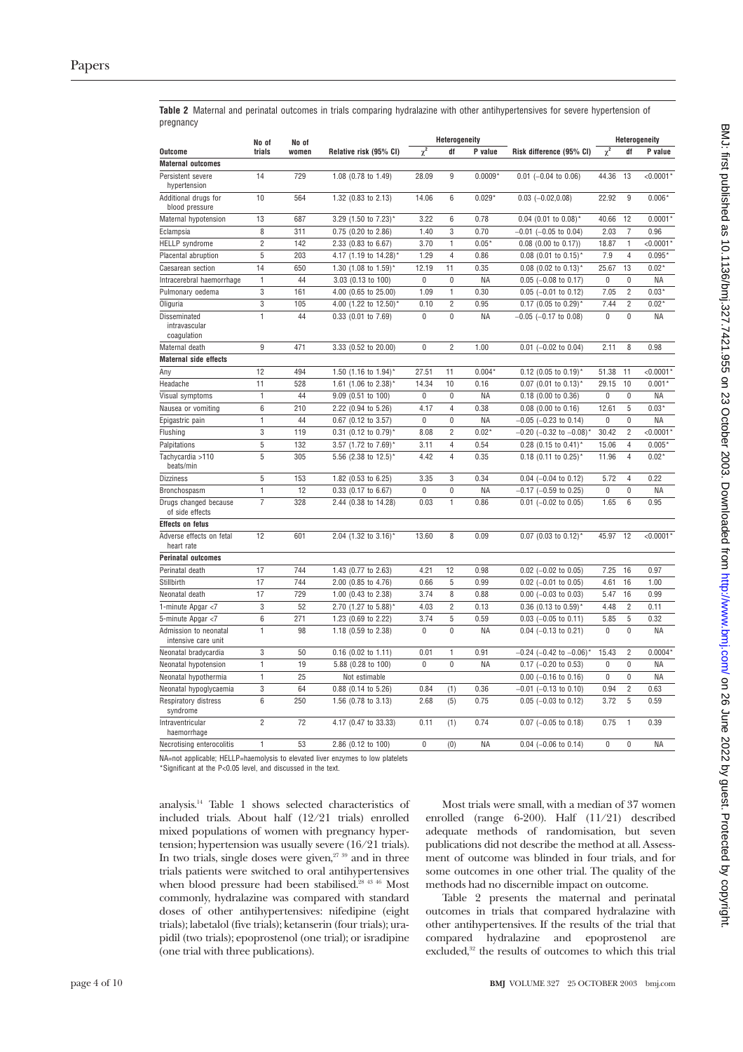**Table 2** Maternal and perinatal outcomes in trials comparing hydralazine with other antihypertensives for severe hypertension of pregnancy

| Outcome | No of trials | No of women | Relative risk (95% CI) | Heterogeneity | | | Risk difference (95% CI) | Heterogeneity | | |
|---|---|---|---|---|---|---|---|---|---|---|
| | | | | $\chi^2$ | df | P value | | $\chi^2$ | df | P value |
| **Maternal outcomes** | | | | | | | | | | |
| Persistent severe hypertension | 14 | 729 | 1.08 (0.78 to 1.49) | 28.09 | 9 | 0.0009* | 0.01 (−0.04 to 0.06) | 44.36 | 13 | <0.0001* |
| Additional drugs for blood pressure | 10 | 564 | 1.32 (0.83 to 2.13) | 14.06 | 6 | 0.029* | 0.03 (−0.02,0.08) | 22.92 | 9 | 0.006* |
| Maternal hypotension | 13 | 687 | 3.29 (1.50 to 7.23)* | 3.22 | 6 | 0.78 | 0.04 (0.01 to 0.08)* | 40.66 | 12 | 0.0001* |
| Eclampsia | 8 | 311 | 0.75 (0.20 to 2.86) | 1.40 | 3 | 0.70 | −0.01 (−0.05 to 0.04) | 2.03 | 7 | 0.96 |
| HELLP syndrome | 2 | 142 | 2.33 (0.83 to 6.67) | 3.70 | 1 | 0.05* | 0.08 (0.00 to 0.17)) | 18.87 | 1 | <0.0001* |
| Placental abruption | 5 | 203 | 4.17 (1.19 to 14.28)* | 1.29 | 4 | 0.86 | 0.08 (0.01 to 0.15)* | 7.9 | 4 | 0.095* |
| Caesarean section | 14 | 650 | 1.30 (1.08 to 1.59)* | 12.19 | 11 | 0.35 | 0.08 (0.02 to 0.13)* | 25.67 | 13 | 0.02* |
| Intracerebral haemorrhage | 1 | 44 | 3.03 (0.13 to 100) | 0 | 0 | NA | 0.05 (−0.08 to 0.17) | 0 | 0 | NA |
| Pulmonary oedema | 3 | 161 | 4.00 (0.65 to 25.00) | 1.09 | 1 | 0.30 | 0.05 (−0.01 to 0.12) | 7.05 | 2 | 0.03* |
| Oliguria | 3 | 105 | 4.00 (1.22 to 12.50)* | 0.10 | 2 | 0.95 | 0.17 (0.05 to 0.29)* | 7.44 | 2 | 0.02* |
| Disseminated intravascular coagulation | 1 | 44 | 0.33 (0.01 to 7.69) | 0 | 0 | NA | −0.05 (−0.17 to 0.08) | 0 | 0 | NA |
| Maternal death | 9 | 471 | 3.33 (0.52 to 20.00) | 0 | 2 | 1.00 | 0.01 (−0.02 to 0.04) | 2.11 | 8 | 0.98 |
| **Maternal side effects** | | | | | | | | | | |
| Any | 12 | 494 | 1.50 (1.16 to 1.94)* | 27.51 | 11 | 0.004* | 0.12 (0.05 to 0.19)* | 51.38 | 11 | <0.0001* |
| Headache | 11 | 528 | 1.61 (1.06 to 2.38)* | 14.34 | 10 | 0.16 | 0.07 (0.01 to 0.13)* | 29.15 | 10 | 0.001* |
| Visual symptoms | 1 | 44 | 9.09 (0.51 to 100) | 0 | 0 | NA | 0.18 (0.00 to 0.36) | 0 | 0 | NA |
| Nausea or vomiting | 6 | 210 | 2.22 (0.94 to 5.26) | 4.17 | 4 | 0.38 | 0.08 (0.00 to 0.16) | 12.61 | 5 | 0.03* |
| Epigastric pain | 1 | 44 | 0.67 (0.12 to 3.57) | 0 | 0 | NA | −0.05 (−0.23 to 0.14) | 0 | 0 | NA |
| Flushing | 3 | 119 | 0.31 (0.12 to 0.79)* | 8.08 | 2 | 0.02* | −0.20 (−0.32 to −0.08)* | 30.42 | 2 | <0.0001* |
| Palpitations | 5 | 132 | 3.57 (1.72 to 7.69)* | 3.11 | 4 | 0.54 | 0.28 (0.15 to 0.41)* | 15.06 | 4 | 0.005* |
| Tachycardia >110 beats/min | 5 | 305 | 5.56 (2.38 to 12.5)* | 4.42 | 4 | 0.35 | 0.18 (0.11 to 0.25)* | 11.96 | 4 | 0.02* |
| Dizziness | 5 | 153 | 1.82 (0.53 to 6.25) | 3.35 | 3 | 0.34 | 0.04 (−0.04 to 0.12) | 5.72 | 4 | 0.22 |
| Bronchospasm | 1 | 12 | 0.33 (0.17 to 6.67) | 0 | 0 | NA | −0.17 (−0.59 to 0.25) | 0 | 0 | NA |
| Drugs changed because of side effects | 7 | 328 | 2.44 (0.38 to 14.28) | 0.03 | 1 | 0.86 | 0.01 (−0.02 to 0.05) | 1.65 | 6 | 0.95 |
| **Effects on fetus** | | | | | | | | | | |
| Adverse effects on fetal heart rate | 12 | 601 | 2.04 (1.32 to 3.16)* | 13.60 | 8 | 0.09 | 0.07 (0.03 to 0.12)* | 45.97 | 12 | <0.0001* |
| **Perinatal outcomes** | | | | | | | | | | |
| Perinatal death | 17 | 744 | 1.43 (0.77 to 2.63) | 4.21 | 12 | 0.98 | 0.02 (−0.02 to 0.05) | 7.25 | 16 | 0.97 |
| Stillbirth | 17 | 744 | 2.00 (0.85 to 4.76) | 0.66 | 5 | 0.99 | 0.02 (−0.01 to 0.05) | 4.61 | 16 | 1.00 |
| Neonatal death | 17 | 729 | 1.00 (0.43 to 2.38) | 3.74 | 8 | 0.88 | 0.00 (−0.03 to 0.03) | 5.47 | 16 | 0.99 |
| 1-minute Apgar <7 | 3 | 52 | 2.70 (1.27 to 5.88)* | 4.03 | 2 | 0.13 | 0.36 (0.13 to 0.59)* | 4.48 | 2 | 0.11 |
| 5-minute Apgar <7 | 6 | 271 | 1.23 (0.69 to 2.22) | 3.74 | 5 | 0.59 | 0.03 (−0.05 to 0.11) | 5.85 | 5 | 0.32 |
| Admission to neonatal intensive care unit | 1 | 98 | 1.18 (0.59 to 2.38) | 0 | 0 | NA | 0.04 (−0.13 to 0.21) | 0 | 0 | NA |
| Neonatal bradycardia | 3 | 50 | 0.16 (0.02 to 1.11) | 0.01 | 1 | 0.91 | −0.24 (−0.42 to −0.06)* | 15.43 | 2 | 0.0004* |
| Neonatal hypotension | 1 | 19 | 5.88 (0.28 to 100) | 0 | 0 | NA | 0.17 (−0.20 to 0.53) | 0 | 0 | NA |
| Neonatal hypothermia | 1 | 25 | Not estimable | | | | 0.00 (−0.16 to 0.16) | 0 | 0 | NA |
| Neonatal hypoglycaemia | 3 | 64 | 0.88 (0.14 to 5.26) | 0.84 | (1) | 0.36 | −0.01 (−0.13 to 0.10) | 0.94 | 2 | 0.63 |
| Respiratory distress syndrome | 6 | 250 | 1.56 (0.78 to 3.13) | 2.68 | (5) | 0.75 | 0.05 (−0.03 to 0.12) | 3.72 | 5 | 0.59 |
| Intraventricular haemorrhage | 2 | 72 | 4.17 (0.47 to 33.33) | 0.11 | (1) | 0.74 | 0.07 (−0.05 to 0.18) | 0.75 | 1 | 0.39 |
| Necrotising enterocolitis | 1 | 53 | 2.86 (0.12 to 100) | 0 | (0) | NA | 0.04 (−0.06 to 0.14) | 0 | 0 | NA |

NA=not applicable; HELLP=haemolysis to elevated liver enzymes to low platelets
*Significant at the P<0.05 level, and discussed in the text.

analysis.[14] Table 1 shows selected characteristics of included trials. About half (12/21 trials) enrolled mixed populations of women with pregnancy hypertension; hypertension was usually severe (16/21 trials). In two trials, single doses were given,[27 39] and in three trials patients were switched to oral antihypertensives when blood pressure had been stabilised.[28 43 46] Most commonly, hydralazine was compared with standard doses of other antihypertensives: nifedipine (eight trials); labetalol (five trials); ketanserin (four trials); urapidil (two trials); epoprostenol (one trial); or isradipine (one trial with three publications).

Most trials were small, with a median of 37 women enrolled (range 6-200). Half (11/21) described adequate methods of randomisation, but seven publications did not describe the method at all. Assessment of outcome was blinded in four trials, and for some outcomes in one other trial. The quality of the methods had no discernible impact on outcome.

Table 2 presents the maternal and perinatal outcomes in trials that compared hydralazine with other antihypertensives. If the results of the trial that compared hydralazine and epoprostenol are excluded,[32] the results of outcomes to which this trial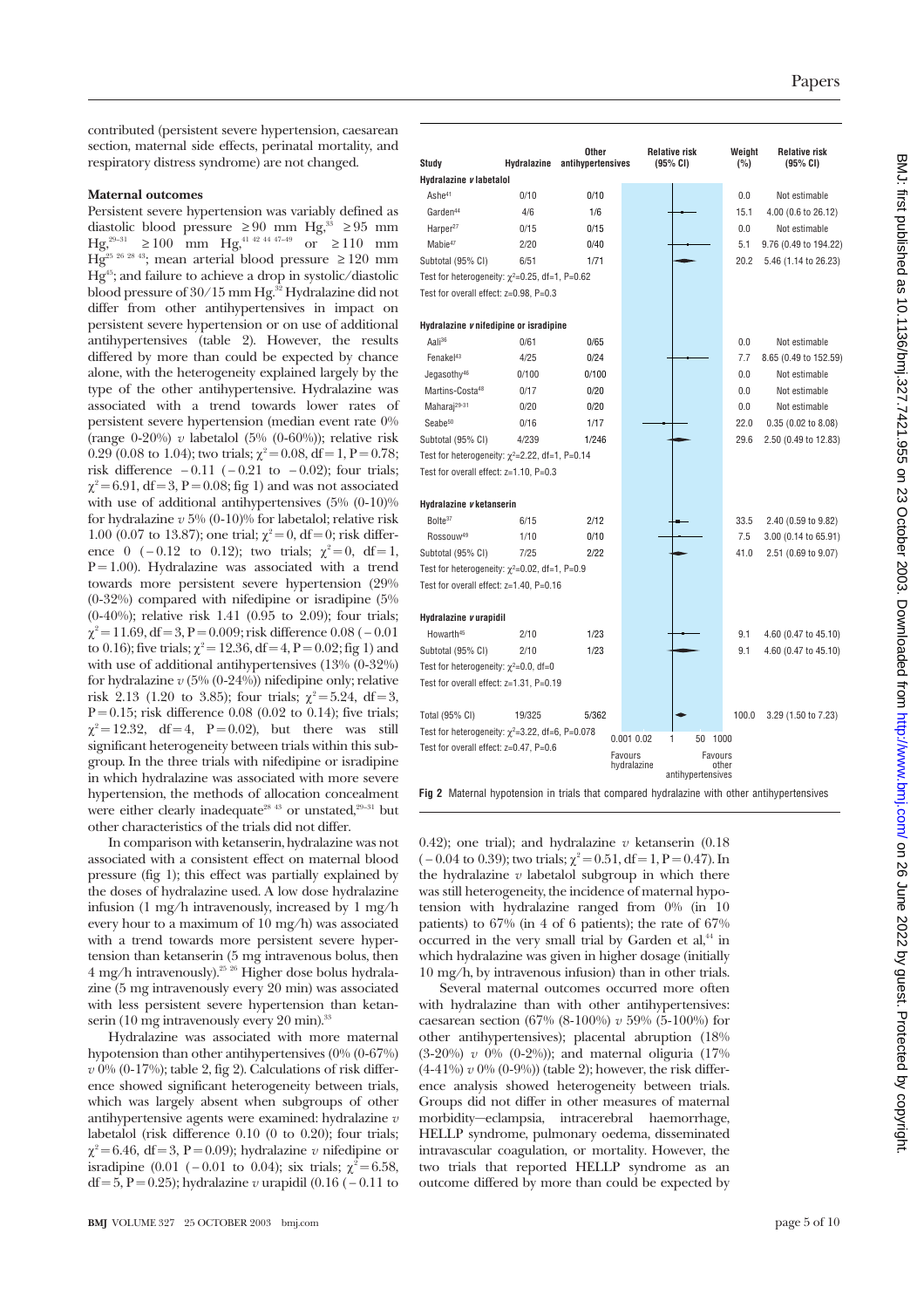contributed (persistent severe hypertension, caesarean section, maternal side effects, perinatal mortality, and respiratory distress syndrome) are not changed.

**Maternal outcomes**

Persistent severe hypertension was variably defined as diastolic blood pressure ≥90 mm Hg,[33] ≥95 mm Hg,[29–31] ≥100 mm Hg,[41 42 44 47–49] or ≥110 mm Hg[25 26 28 43]; mean arterial blood pressure ≥120 mm Hg[45]; and failure to achieve a drop in systolic/diastolic blood pressure of 30/15 mm Hg.[32] Hydralazine did not differ from other antihypertensives in impact on persistent severe hypertension or on use of additional antihypertensives (table 2). However, the results differed by more than could be expected by chance alone, with the heterogeneity explained largely by the type of the other antihypertensive. Hydralazine was associated with a trend towards lower rates of persistent severe hypertension (median event rate 0% (range 0-20%) *v* labetalol (5% (0-60%)); relative risk 0.29 (0.08 to 1.04); two trials; $\chi^2$=0.08, df=1, P=0.78; risk difference −0.11 (−0.21 to −0.02); four trials; $\chi^2$=6.91, df=3, P=0.08; fig 1) and was not associated with use of additional antihypertensives (5% (0-10)% for hydralazine *v* 5% (0-10)% for labetalol; relative risk 1.00 (0.07 to 13.87); one trial; $\chi^2$=0, df=0; risk difference 0 (−0.12 to 0.12); two trials; $\chi^2$=0, df=1, P=1.00). Hydralazine was associated with a trend towards more persistent severe hypertension (29% (0-32%) compared with nifedipine or isradipine (5% (0-40%); relative risk 1.41 (0.95 to 2.09); four trials; $\chi^2$=11.69, df=3, P=0.009; risk difference 0.08 (−0.01 to 0.16); five trials; $\chi^2$=12.36, df=4, P=0.02; fig 1) and with use of additional antihypertensives (13% (0-32%) for hydralazine *v* (5% (0-24%)) nifedipine only; relative risk 2.13 (1.20 to 3.85); four trials; $\chi^2$=5.24, df=3, P=0.15; risk difference 0.08 (0.02 to 0.14); five trials; $\chi^2$=12.32, df=4, P=0.02), but there was still significant heterogeneity between trials within this subgroup. In the three trials with nifedipine or isradipine in which hydralazine was associated with more severe hypertension, the methods of allocation concealment were either clearly inadequate[28 43] or unstated,[29–31] but other characteristics of the trials did not differ.

In comparison with ketanserin, hydralazine was not associated with a consistent effect on maternal blood pressure (fig 1); this effect was partially explained by the doses of hydralazine used. A low dose hydralazine infusion (1 mg/h intravenously, increased by 1 mg/h every hour to a maximum of 10 mg/h) was associated with a trend towards more persistent severe hypertension than ketanserin (5 mg intravenous bolus, then 4 mg/h intravenously).[25 26] Higher dose bolus hydralazine (5 mg intravenously every 20 min) was associated with less persistent severe hypertension than ketanserin (10 mg intravenously every 20 min).[33]

Hydralazine was associated with more maternal hypotension than other antihypertensives (0% (0-67%) *v* 0% (0-17%); table 2, fig 2). Calculations of risk difference showed significant heterogeneity between trials, which was largely absent when subgroups of other antihypertensive agents were examined: hydralazine *v* labetalol (risk difference 0.10 (0 to 0.20); four trials; $\chi^2$=6.46, df=3, P=0.09); hydralazine *v* nifedipine or isradipine (0.01 (−0.01 to 0.04); six trials; $\chi^2$=6.58, df=5, P=0.25); hydralazine *v* urapidil (0.16 (−0.11 to 0.42); one trial); and hydralazine *v* ketanserin (0.18 (−0.04 to 0.39); two trials; $\chi^2$=0.51, df=1, P=0.47). In the hydralazine *v* labetalol subgroup in which there was still heterogeneity, the incidence of maternal hypotension with hydralazine ranged from 0% (in 10 patients) to 67% (in 4 of 6 patients); the rate of 67% occurred in the very small trial by Garden et al,[44] in which hydralazine was given in higher dosage (initially 10 mg/h, by intravenous infusion) than in other trials.

Several maternal outcomes occurred more often with hydralazine than with other antihypertensives: caesarean section (67% (8-100%) *v* 59% (5-100%) for other antihypertensives); placental abruption (18% (3-20%) *v* 0% (0-2%)); and maternal oliguria (17% (4-41%) *v* 0% (0-9%)) (table 2); however, the risk difference analysis showed heterogeneity between trials. Groups did not differ in other measures of maternal morbidity—eclampsia, intracerebral haemorrhage, HELLP syndrome, pulmonary oedema, disseminated intravascular coagulation, or mortality. However, the two trials that reported HELLP syndrome as an outcome differed by more than could be expected by

| Study | Hydralazine | Other antihypertensives | Weight (%) | Relative risk (95% CI) |
|---|---|---|---|---|
| **Hydralazine *v* labetalol** | | | | |
| Ashe[41] | 0/10 | 0/10 | 0.0 | Not estimable |
| Garden[44] | 4/6 | 1/6 | 15.1 | 4.00 (0.6 to 26.12) |
| Harper[27] | 0/15 | 0/15 | 0.0 | Not estimable |
| Mabie[47] | 2/20 | 0/40 | 5.1 | 9.76 (0.49 to 194.22) |
| Subtotal (95% CI) | 6/51 | 1/71 | 20.2 | 5.46 (1.14 to 26.23) |
| Test for heterogeneity: $\chi^2$=0.25, df=1, P=0.62 | | | | |
| Test for overall effect: z=0.98, P=0.3 | | | | |
| **Hydralazine *v* nifedipine or isradipine** | | | | |
| Aali[36] | 0/61 | 0/65 | 0.0 | Not estimable |
| Fenakel[43] | 4/25 | 0/24 | 7.7 | 8.65 (0.49 to 152.59) |
| Jegasothy[46] | 0/100 | 0/100 | 0.0 | Not estimable |
| Martins-Costa[48] | 0/17 | 0/20 | 0.0 | Not estimable |
| Maharaj[29-31] | 0/20 | 0/20 | 0.0 | Not estimable |
| Seabe[50] | 0/16 | 1/17 | 22.0 | 0.35 (0.02 to 8.08) |
| Subtotal (95% CI) | 4/239 | 1/246 | 29.6 | 2.50 (0.49 to 12.83) |
| Test for heterogeneity: $\chi^2$=2.22, df=1, P=0.14 | | | | |
| Test for overall effect: z=1.10, P=0.3 | | | | |
| **Hydralazine *v* ketanserin** | | | | |
| Bolte[37] | 6/15 | 2/12 | 33.5 | 2.40 (0.59 to 9.82) |
| Rossouw[49] | 1/10 | 0/10 | 7.5 | 3.00 (0.14 to 65.91) |
| Subtotal (95% CI) | 7/25 | 2/22 | 41.0 | 2.51 (0.69 to 9.07) |
| Test for heterogeneity: $\chi^2$=0.02, df=1, P=0.9 | | | | |
| Test for overall effect: z=1.40, P=0.16 | | | | |
| **Hydralazine *v* urapidil** | | | | |
| Howarth[45] | 2/10 | 1/23 | 9.1 | 4.60 (0.47 to 45.10) |
| Subtotal (95% CI) | 2/10 | 1/23 | 9.1 | 4.60 (0.47 to 45.10) |
| Test for heterogeneity: $\chi^2$=0.0, df=0 | | | | |
| Test for overall effect: z=1.31, P=0.19 | | | | |
| Total (95% CI) | 19/325 | 5/362 | 100.0 | 3.29 (1.50 to 7.23) |
| Test for heterogeneity: $\chi^2$=3.22, df=6, P=0.078 | | | | |
| Test for overall effect: z=0.47, P=0.6 | | | | |

Relative risk (95% CI) axis: 0.001 0.02 1 50 1000; Favours hydralazine — Favours other antihypertensives

**Fig 2** Maternal hypotension in trials that compared hydralazine with other antihypertensives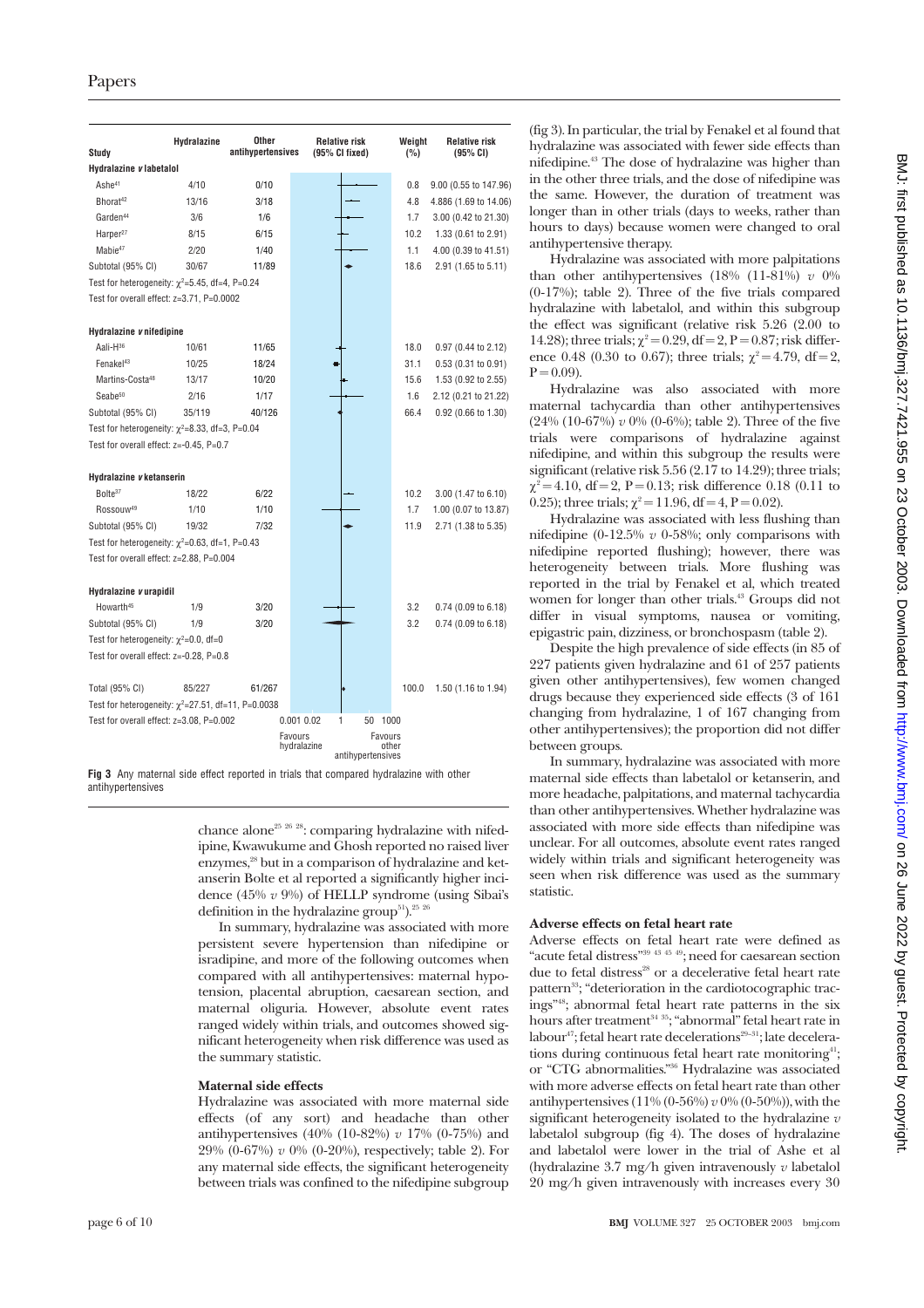| Study | Hydralazine | Other antihypertensives | Weight (%) | Relative risk (95% CI) |
|---|---|---|---|---|
| **Hydralazine v labetalol** | | | | |
| Ashe[41] | 4/10 | 0/10 | 0.8 | 9.00 (0.55 to 147.96) |
| Bhorat[42] | 13/16 | 3/18 | 4.8 | 4.886 (1.69 to 14.06) |
| Garden[44] | 3/6 | 1/6 | 1.7 | 3.00 (0.42 to 21.30) |
| Harper[27] | 8/15 | 6/15 | 10.2 | 1.33 (0.61 to 2.91) |
| Mabie[47] | 2/20 | 1/40 | 1.1 | 4.00 (0.39 to 41.51) |
| Subtotal (95% CI) | 30/67 | 11/89 | 18.6 | 2.91 (1.65 to 5.11) |
| Test for heterogeneity: $\chi^2$=5.45, df=4, P=0.24 | | | | |
| Test for overall effect: z=3.71, P=0.0002 | | | | |
| **Hydralazine v nifedipine** | | | | |
| Aali-H[36] | 10/61 | 11/65 | 18.0 | 0.97 (0.44 to 2.12) |
| Fenakel[43] | 10/25 | 18/24 | 31.1 | 0.53 (0.31 to 0.91) |
| Martins-Costa[48] | 13/17 | 10/20 | 15.6 | 1.53 (0.92 to 2.55) |
| Seabe[50] | 2/16 | 1/17 | 1.6 | 2.12 (0.21 to 21.22) |
| Subtotal (95% CI) | 35/119 | 40/126 | 66.4 | 0.92 (0.66 to 1.30) |
| Test for heterogeneity: $\chi^2$=8.33, df=3, P=0.04 | | | | |
| Test for overall effect: z=-0.45, P=0.7 | | | | |
| **Hydralazine v ketanserin** | | | | |
| Bolte[37] | 18/22 | 6/22 | 10.2 | 3.00 (1.47 to 6.10) |
| Rossouw[49] | 1/10 | 1/10 | 1.7 | 1.00 (0.07 to 13.87) |
| Subtotal (95% CI) | 19/32 | 7/32 | 11.9 | 2.71 (1.38 to 5.35) |
| Test for heterogeneity: $\chi^2$=0.63, df=1, P=0.43 | | | | |
| Test for overall effect: z=2.88, P=0.004 | | | | |
| **Hydralazine v urapidil** | | | | |
| Howarth[45] | 1/9 | 3/20 | 3.2 | 0.74 (0.09 to 6.18) |
| Subtotal (95% CI) | 1/9 | 3/20 | 3.2 | 0.74 (0.09 to 6.18) |
| Test for heterogeneity: $\chi^2$=0.0, df=0 | | | | |
| Test for overall effect: z=-0.28, P=0.8 | | | | |
| Total (95% CI) | 85/227 | 61/267 | 100.0 | 1.50 (1.16 to 1.94) |
| Test for heterogeneity: $\chi^2$=27.51, df=11, P=0.0038 | | | | |
| Test for overall effect: z=3.08, P=0.002 | | | | |

Relative risk (95% CI fixed): 0.001 0.02 1 50 1000; Favours hydralazine / Favours other antihypertensives

**Fig 3** Any maternal side effect reported in trials that compared hydralazine with other antihypertensives

chance alone[25 26 28]: comparing hydralazine with nifedipine, Kwawukume and Ghosh reported no raised liver enzymes,[28] but in a comparison of hydralazine and ketanserin Bolte et al reported a significantly higher incidence (45% v 9%) of HELLP syndrome (using Sibai's definition in the hydralazine group[51]).[25 26]

In summary, hydralazine was associated with more persistent severe hypertension than nifedipine or isradipine, and more of the following outcomes when compared with all antihypertensives: maternal hypotension, placental abruption, caesarean section, and maternal oliguria. However, absolute event rates ranged widely within trials, and outcomes showed significant heterogeneity when risk difference was used as the summary statistic.

#### Maternal side effects

Hydralazine was associated with more maternal side effects (of any sort) and headache than other antihypertensives (40% (10-82%) v 17% (0-75%) and 29% (0-67%) v 0% (0-20%), respectively; table 2). For any maternal side effects, the significant heterogeneity between trials was confined to the nifedipine subgroup (fig 3). In particular, the trial by Fenakel et al found that hydralazine was associated with fewer side effects than nifedipine.[43] The dose of hydralazine was higher than in the other three trials, and the dose of nifedipine was the same. However, the duration of treatment was longer than in other trials (days to weeks, rather than hours to days) because women were changed to oral antihypertensive therapy.

Hydralazine was associated with more palpitations than other antihypertensives (18% (11-81%) v 0% (0-17%); table 2). Three of the five trials compared hydralazine with labetalol, and within this subgroup the effect was significant (relative risk 5.26 (2.00 to 14.28); three trials; $\chi^2 = 0.29$, df = 2, P = 0.87; risk difference 0.48 (0.30 to 0.67); three trials; $\chi^2 = 4.79$, df = 2, P = 0.09).

Hydralazine was also associated with more maternal tachycardia than other antihypertensives (24% (10-67%) v 0% (0-6%); table 2). Three of the five trials were comparisons of hydralazine against nifedipine, and within this subgroup the results were significant (relative risk 5.56 (2.17 to 14.29); three trials; $\chi^2 = 4.10$, df = 2, P = 0.13; risk difference 0.18 (0.11 to 0.25); three trials; $\chi^2 = 11.96$, df = 4, P = 0.02).

Hydralazine was associated with less flushing than nifedipine (0-12.5% v 0-58%; only comparisons with nifedipine reported flushing); however, there was heterogeneity between trials. More flushing was reported in the trial by Fenakel et al, which treated women for longer than other trials.[43] Groups did not differ in visual symptoms, nausea or vomiting, epigastric pain, dizziness, or bronchospasm (table 2).

Despite the high prevalence of side effects (in 85 of 227 patients given hydralazine and 61 of 257 patients given other antihypertensives), few women changed drugs because they experienced side effects (3 of 161 changing from hydralazine, 1 of 167 changing from other antihypertensives); the proportion did not differ between groups.

In summary, hydralazine was associated with more maternal side effects than labetalol or ketanserin, and more headache, palpitations, and maternal tachycardia than other antihypertensives. Whether hydralazine was associated with more side effects than nifedipine was unclear. For all outcomes, absolute event rates ranged widely within trials and significant heterogeneity was seen when risk difference was used as the summary statistic.

#### Adverse effects on fetal heart rate

Adverse effects on fetal heart rate were defined as "acute fetal distress"[39 43 45 49]; need for caesarean section due to fetal distress[28] or a decelerative fetal heart rate pattern[33]; "deterioration in the cardiotocographic tracings"[48]; abnormal fetal heart rate patterns in the six hours after treatment[34 35]; "abnormal" fetal heart rate in labour[47]; fetal heart rate decelerations[29-31]; late decelerations during continuous fetal heart rate monitoring[41]; or "CTG abnormalities."[36] Hydralazine was associated with more adverse effects on fetal heart rate than other antihypertensives (11% (0-56%) v 0% (0-50%)), with the significant heterogeneity isolated to the hydralazine v labetalol subgroup (fig 4). The doses of hydralazine and labetalol were lower in the trial of Ashe et al (hydralazine 3.7 mg/h given intravenously v labetalol 20 mg/h given intravenously with increases every 30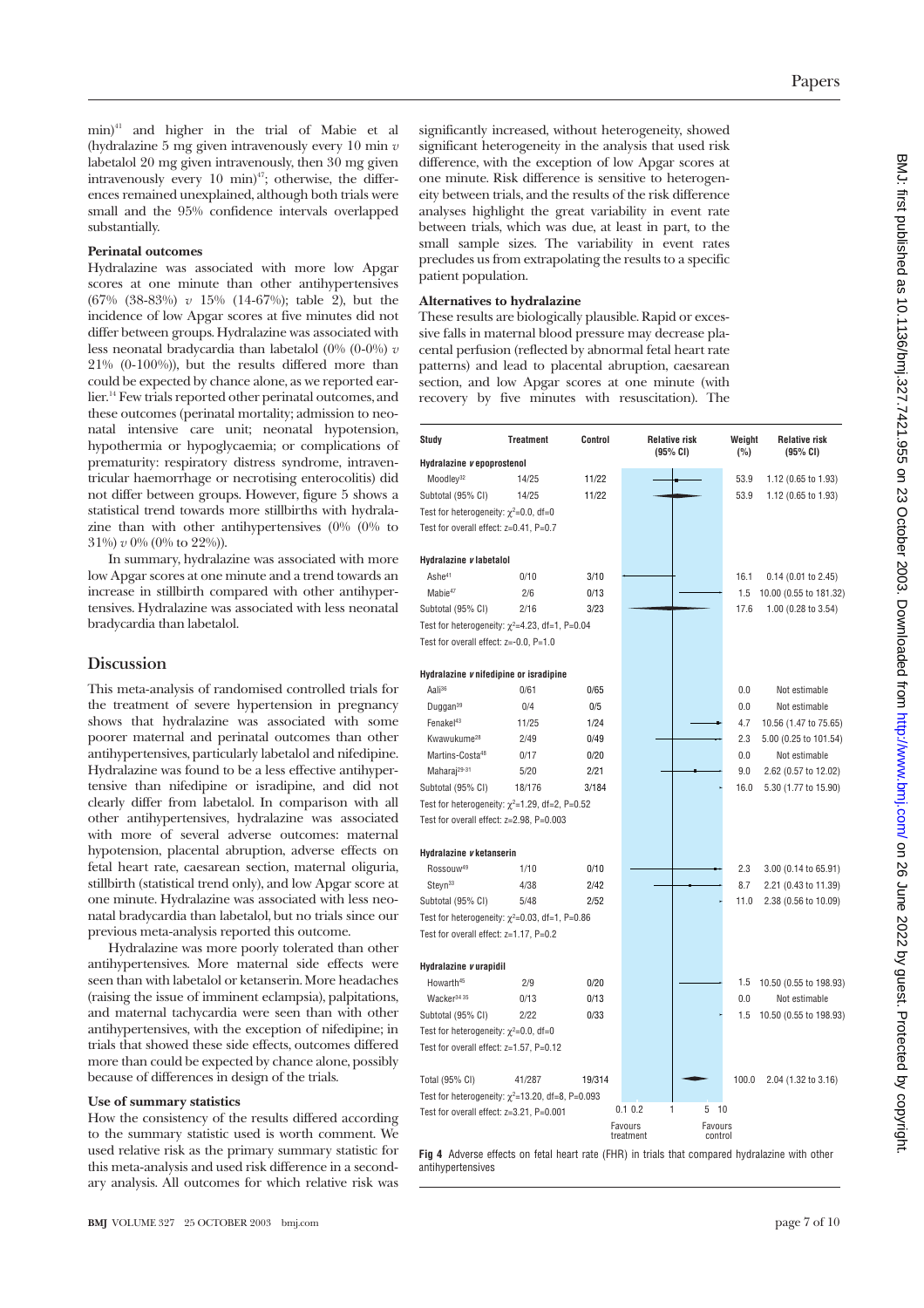min)[41] and higher in the trial of Mabie et al (hydralazine 5 mg given intravenously every 10 min *v* labetalol 20 mg given intravenously, then 30 mg given intravenously every 10 min)[47]; otherwise, the differences remained unexplained, although both trials were small and the 95% confidence intervals overlapped substantially.

#### Perinatal outcomes

Hydralazine was associated with more low Apgar scores at one minute than other antihypertensives (67% (38-83%) *v* 15% (14-67%); table 2), but the incidence of low Apgar scores at five minutes did not differ between groups. Hydralazine was associated with less neonatal bradycardia than labetalol (0% (0-0%) *v* 21% (0-100%)), but the results differed more than could be expected by chance alone, as we reported earlier.[14] Few trials reported other perinatal outcomes, and these outcomes (perinatal mortality; admission to neonatal intensive care unit; neonatal hypotension, hypothermia or hypoglycaemia; or complications of prematurity: respiratory distress syndrome, intraventricular haemorrhage or necrotising enterocolitis) did not differ between groups. However, figure 5 shows a statistical trend towards more stillbirths with hydralazine than with other antihypertensives (0% (0% to 31%) *v* 0% (0% to 22%)).

In summary, hydralazine was associated with more low Apgar scores at one minute and a trend towards an increase in stillbirth compared with other antihypertensives. Hydralazine was associated with less neonatal bradycardia than labetalol.

## Discussion

This meta-analysis of randomised controlled trials for the treatment of severe hypertension in pregnancy shows that hydralazine was associated with some poorer maternal and perinatal outcomes than other antihypertensives, particularly labetalol and nifedipine. Hydralazine was found to be a less effective antihypertensive than nifedipine or isradipine, and did not clearly differ from labetalol. In comparison with all other antihypertensives, hydralazine was associated with more of several adverse outcomes: maternal hypotension, placental abruption, adverse effects on fetal heart rate, caesarean section, maternal oliguria, stillbirth (statistical trend only), and low Apgar score at one minute. Hydralazine was associated with less neonatal bradycardia than labetalol, but no trials since our previous meta-analysis reported this outcome.

Hydralazine was more poorly tolerated than other antihypertensives. More maternal side effects were seen than with labetalol or ketanserin. More headaches (raising the issue of imminent eclampsia), palpitations, and maternal tachycardia were seen than with other antihypertensives, with the exception of nifedipine; in trials that showed these side effects, outcomes differed more than could be expected by chance alone, possibly because of differences in design of the trials.

#### Use of summary statistics

How the consistency of the results differed according to the summary statistic used is worth comment. We used relative risk as the primary summary statistic for this meta-analysis and used risk difference in a secondary analysis. All outcomes for which relative risk was significantly increased, without heterogeneity, showed significant heterogeneity in the analysis that used risk difference, with the exception of low Apgar scores at one minute. Risk difference is sensitive to heterogeneity between trials, and the results of the risk difference analyses highlight the great variability in event rate between trials, which was due, at least in part, to the small sample sizes. The variability in event rates precludes us from extrapolating the results to a specific patient population.

#### Alternatives to hydralazine

These results are biologically plausible. Rapid or excessive falls in maternal blood pressure may decrease placental perfusion (reflected by abnormal fetal heart rate patterns) and lead to placental abruption, caesarean section, and low Apgar scores at one minute (with recovery by five minutes with resuscitation). The

| Study | Treatment | Control | Weight (%) | Relative risk (95% CI) |
|---|---|---|---|---|
| **Hydralazine *v* epoprostenol** | | | | |
| Moodley[32] | 14/25 | 11/22 | 53.9 | 1.12 (0.65 to 1.93) |
| Subtotal (95% CI) | 14/25 | 11/22 | 53.9 | 1.12 (0.65 to 1.93) |
| Test for heterogeneity: $\chi^2$=0.0, df=0 | | | | |
| Test for overall effect: z=0.41, P=0.7 | | | | |
| **Hydralazine *v* labetalol** | | | | |
| Ashe[41] | 0/10 | 3/10 | 16.1 | 0.14 (0.01 to 2.45) |
| Mabie[47] | 2/6 | 0/13 | 1.5 | 10.00 (0.55 to 181.32) |
| Subtotal (95% CI) | 2/16 | 3/23 | 17.6 | 1.00 (0.28 to 3.54) |
| Test for heterogeneity: $\chi^2$=4.23, df=1, P=0.04 | | | | |
| Test for overall effect: z=−0.0, P=1.0 | | | | |
| **Hydralazine *v* nifedipine or isradipine** | | | | |
| Aali[36] | 0/61 | 0/65 | 0.0 | Not estimable |
| Duggan[39] | 0/4 | 0/5 | 0.0 | Not estimable |
| Fenakel[43] | 11/25 | 1/24 | 4.7 | 10.56 (1.47 to 75.65) |
| Kwawukume[28] | 2/49 | 0/49 | 2.3 | 5.00 (0.25 to 101.54) |
| Martins-Costa[48] | 0/17 | 0/20 | 0.0 | Not estimable |
| Maharaj[29-31] | 5/20 | 2/21 | 9.0 | 2.62 (0.57 to 12.02) |
| Subtotal (95% CI) | 18/176 | 3/184 | 16.0 | 5.30 (1.77 to 15.90) |
| Test for heterogeneity: $\chi^2$=1.29, df=2, P=0.52 | | | | |
| Test for overall effect: z=2.98, P=0.003 | | | | |
| **Hydralazine *v* ketanserin** | | | | |
| Rossouw[49] | 1/10 | 0/10 | 2.3 | 3.00 (0.14 to 65.91) |
| Steyn[33] | 4/38 | 2/42 | 8.7 | 2.21 (0.43 to 11.39) |
| Subtotal (95% CI) | 5/48 | 2/52 | 11.0 | 2.38 (0.56 to 10.09) |
| Test for heterogeneity: $\chi^2$=0.03, df=1, P=0.86 | | | | |
| Test for overall effect: z=1.17, P=0.2 | | | | |
| **Hydralazine *v* urapidil** | | | | |
| Howarth[45] | 2/9 | 0/20 | 1.5 | 10.50 (0.55 to 198.93) |
| Wacker[34 35] | 0/13 | 0/13 | 0.0 | Not estimable |
| Subtotal (95% CI) | 2/22 | 0/33 | 1.5 | 10.50 (0.55 to 198.93) |
| Test for heterogeneity: $\chi^2$=0.0, df=0 | | | | |
| Test for overall effect: z=1.57, P=0.12 | | | | |
| Total (95% CI) | 41/287 | 19/314 | 100.0 | 2.04 (1.32 to 3.16) |
| Test for heterogeneity: $\chi^2$=13.20, df=8, P=0.093 | | | | |
| Test for overall effect: z=3.21, P=0.001 | | | | |

Relative risk (95% CI) axis: 0.1 0.2 1 5 10 — Favours treatment / Favours control

**Fig 4** Adverse effects on fetal heart rate (FHR) in trials that compared hydralazine with other antihypertensives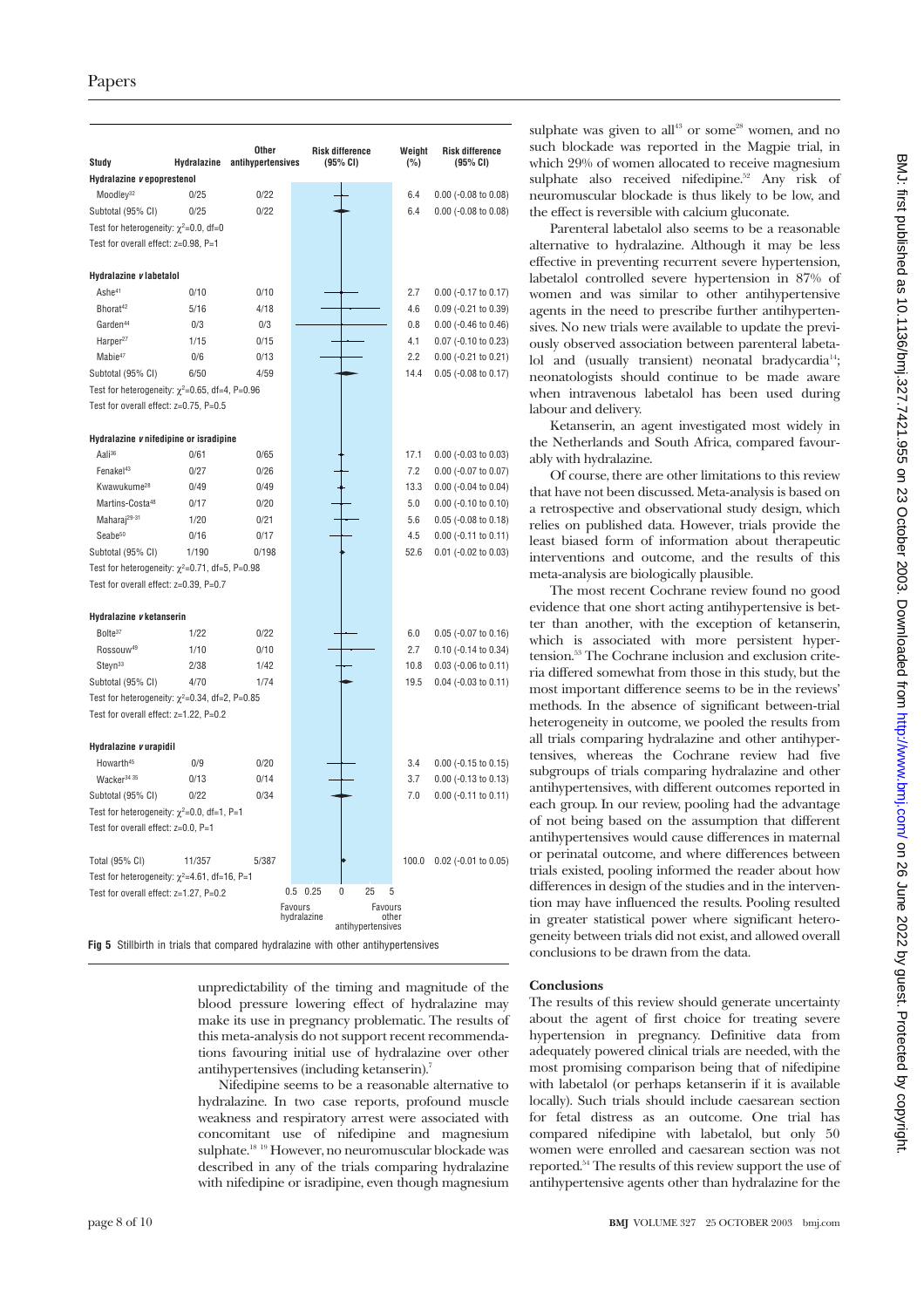| Study | Hydralazine | Other antihypertensives | Weight (%) | Risk difference (95% CI) |
|---|---|---|---|---|
| **Hydralazine *v* epoprestenol** | | | | |
| Moodley[32] | 0/25 | 0/22 | 6.4 | 0.00 (-0.08 to 0.08) |
| Subtotal (95% CI) | 0/25 | 0/22 | 6.4 | 0.00 (-0.08 to 0.08) |
| Test for heterogeneity: $\chi^2$=0.0, df=0 | | | | |
| Test for overall effect: z=0.98, P=1 | | | | |
| **Hydralazine *v* labetalol** | | | | |
| Ashe[41] | 0/10 | 0/10 | 2.7 | 0.00 (-0.17 to 0.17) |
| Bhorat[42] | 5/16 | 4/18 | 4.6 | 0.09 (-0.21 to 0.39) |
| Garden[44] | 0/3 | 0/3 | 0.8 | 0.00 (-0.46 to 0.46) |
| Harper[27] | 1/15 | 0/15 | 4.1 | 0.07 (-0.10 to 0.23) |
| Mabie[47] | 0/6 | 0/13 | 2.2 | 0.00 (-0.21 to 0.21) |
| Subtotal (95% CI) | 6/50 | 4/59 | 14.4 | 0.05 (-0.08 to 0.17) |
| Test for heterogeneity: $\chi^2$=0.65, df=4, P=0.96 | | | | |
| Test for overall effect: z=0.75, P=0.5 | | | | |
| **Hydralazine *v* nifedipine or isradipine** | | | | |
| Aali[36] | 0/61 | 0/65 | 17.1 | 0.00 (-0.03 to 0.03) |
| Fenakel[43] | 0/27 | 0/26 | 7.2 | 0.00 (-0.07 to 0.07) |
| Kwawukume[28] | 0/49 | 0/49 | 13.3 | 0.00 (-0.04 to 0.04) |
| Martins-Costa[48] | 0/17 | 0/20 | 5.0 | 0.00 (-0.10 to 0.10) |
| Maharaj[29-31] | 1/20 | 0/21 | 5.6 | 0.05 (-0.08 to 0.18) |
| Seabe[50] | 0/16 | 0/17 | 4.5 | 0.00 (-0.11 to 0.11) |
| Subtotal (95% CI) | 1/190 | 0/198 | 52.6 | 0.01 (-0.02 to 0.03) |
| Test for heterogeneity: $\chi^2$=0.71, df=5, P=0.98 | | | | |
| Test for overall effect: z=0.39, P=0.7 | | | | |
| **Hydralazine *v* ketanserin** | | | | |
| Bolte[37] | 1/22 | 0/22 | 6.0 | 0.05 (-0.07 to 0.16) |
| Rossouw[49] | 1/10 | 0/10 | 2.7 | 0.10 (-0.14 to 0.34) |
| Steyn[33] | 2/38 | 1/42 | 10.8 | 0.03 (-0.06 to 0.11) |
| Subtotal (95% CI) | 4/70 | 1/74 | 19.5 | 0.04 (-0.03 to 0.11) |
| Test for heterogeneity: $\chi^2$=0.34, df=2, P=0.85 | | | | |
| Test for overall effect: z=1.22, P=0.2 | | | | |
| **Hydralazine *v* urapidil** | | | | |
| Howarth[45] | 0/9 | 0/20 | 3.4 | 0.00 (-0.15 to 0.15) |
| Wacker[34 35] | 0/13 | 0/14 | 3.7 | 0.00 (-0.13 to 0.13) |
| Subtotal (95% CI) | 0/22 | 0/34 | 7.0 | 0.00 (-0.11 to 0.11) |
| Test for heterogeneity: $\chi^2$=0.0, df=1, P=1 | | | | |
| Test for overall effect: z=0.0, P=1 | | | | |
| Total (95% CI) | 11/357 | 5/387 | 100.0 | 0.02 (-0.01 to 0.05) |
| Test for heterogeneity: $\chi^2$=4.61, df=16, P=1 | | | | |
| Test for overall effect: z=1.27, P=0.2 | | | | |

Risk difference (95% CI) axis: 0.5, 0.25, 0, 25, 5 — Favours hydralazine / Favours other antihypertensives

**Fig 5** Stillbirth in trials that compared hydralazine with other antihypertensives

unpredictability of the timing and magnitude of the blood pressure lowering effect of hydralazine may make its use in pregnancy problematic. The results of this meta-analysis do not support recent recommendations favouring initial use of hydralazine over other antihypertensives (including ketanserin).[7]

Nifedipine seems to be a reasonable alternative to hydralazine. In two case reports, profound muscle weakness and respiratory arrest were associated with concomitant use of nifedipine and magnesium sulphate.[18 19] However, no neuromuscular blockade was described in any of the trials comparing hydralazine with nifedipine or isradipine, even though magnesium sulphate was given to all[43] or some[28] women, and no such blockade was reported in the Magpie trial, in which 29% of women allocated to receive magnesium sulphate also received nifedipine.[52] Any risk of neuromuscular blockade is thus likely to be low, and the effect is reversible with calcium gluconate.

Parenteral labetalol also seems to be a reasonable alternative to hydralazine. Although it may be less effective in preventing recurrent severe hypertension, labetalol controlled severe hypertension in 87% of women and was similar to other antihypertensive agents in the need to prescribe further antihypertensives. No new trials were available to update the previously observed association between parenteral labetalol and (usually transient) neonatal bradycardia[14]; neonatologists should continue to be made aware when intravenous labetalol has been used during labour and delivery.

Ketanserin, an agent investigated most widely in the Netherlands and South Africa, compared favourably with hydralazine.

Of course, there are other limitations to this review that have not been discussed. Meta-analysis is based on a retrospective and observational study design, which relies on published data. However, trials provide the least biased form of information about therapeutic interventions and outcome, and the results of this meta-analysis are biologically plausible.

The most recent Cochrane review found no good evidence that one short acting antihypertensive is better than another, with the exception of ketanserin, which is associated with more persistent hypertension.[53] The Cochrane inclusion and exclusion criteria differed somewhat from those in this study, but the most important difference seems to be in the reviews' methods. In the absence of significant between-trial heterogeneity in outcome, we pooled the results from all trials comparing hydralazine and other antihypertensives, whereas the Cochrane review had five subgroups of trials comparing hydralazine and other antihypertensives, with different outcomes reported in each group. In our review, pooling had the advantage of not being based on the assumption that different antihypertensives would cause differences in maternal or perinatal outcome, and where differences between trials existed, pooling informed the reader about how differences in design of the studies and in the intervention may have influenced the results. Pooling resulted in greater statistical power where significant heterogeneity between trials did not exist, and allowed overall conclusions to be drawn from the data.

## Conclusions

The results of this review should generate uncertainty about the agent of first choice for treating severe hypertension in pregnancy. Definitive data from adequately powered clinical trials are needed, with the most promising comparison being that of nifedipine with labetalol (or perhaps ketanserin if it is available locally). Such trials should include caesarean section for fetal distress as an outcome. One trial has compared nifedipine with labetalol, but only 50 women were enrolled and caesarean section was not reported.[54] The results of this review support the use of antihypertensive agents other than hydralazine for the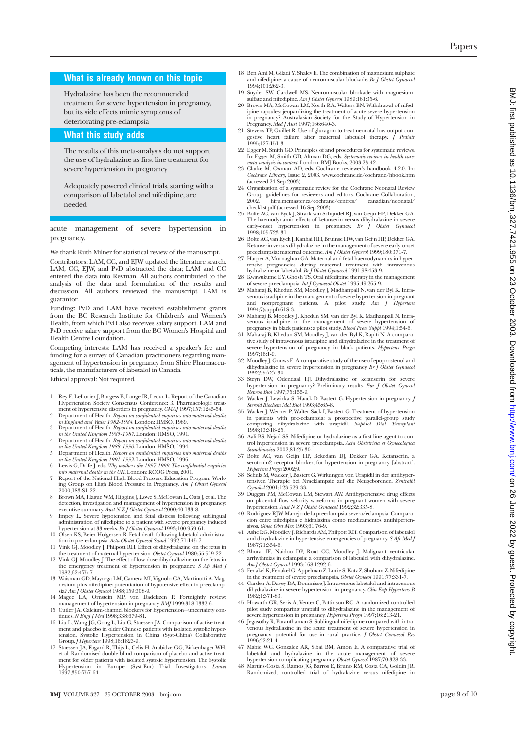## What is already known on this topic

Hydralazine has been the recommended treatment for severe hypertension in pregnancy, but its side effects mimic symptoms of deteriorating pre-eclampsia

## What this study adds

The results of this meta-analysis do not support the use of hydralazine as first line treatment for severe hypertension in pregnancy

Adequately powered clinical trials, starting with a comparison of labetalol and nifedipine, are needed

acute management of severe hypertension in pregnancy.

We thank Ruth Milner for statistical review of the manuscript.

Contributors: LAM, CC, and EJW updated the literature search. LAM, CC, EJW, and PvD abstracted the data; LAM and CC entered the data into Revman. All authors contributed to the analysis of the data and formulation of the results and discussion. All authors reviewed the manuscript. LAM is guarantor.

Funding: PvD and LAM have received establishment grants from the BC Research Institute for Children's and Women's Health, from which PvD also receives salary support. LAM and PvD receive salary support from the BC Women's Hospital and Health Centre Foundation.

Competing interests: LAM has received a speaker's fee and funding for a survey of Canadian practitioners regarding management of hypertension in pregnancy from Shire Pharmaceuticals, the manufacturers of labetalol in Canada.

Ethical approval: Not required.

1. Rey E, LeLorier J, Burgess E, Lange IR, Leduc L. Report of the Canadian Hypertension Society Consensus Conference: 3. Pharmacologic treatment of hypertensive disorders in pregnancy. *CMAJ* 1997;157:1245-54.
2. Department of Health. *Report on confidential enquiries into maternal deaths in England and Wales 1982-1984*. London: HMSO, 1989.
3. Department of Health. *Report on confidential enquiries into maternal deaths in the United Kingdom 1985-1987*. London: HMSO, 1991.
4. Department of Health. *Report on confidential enquiries into maternal deaths in the United Kingdom 1988-1990*. London: HMSO, 1994.
5. Department of Health. *Report on confidential enquiries into maternal deaths in the United Kingdom 1991-1993*. London: HMSO, 1996.
6. Lewis G, Drife J, eds. *Why mothers die 1997-1999. The confidential enquiries into maternal deaths in the UK*. London: RCOG Press, 2001.
7. Report of the National High Blood Pressure Education Program Working Group on High Blood Pressure in Pregnancy. *Am J Obstet Gynecol* 2000;183:S1-22.
8. Brown MA, Hague WM, Higgins J, Lowe S, McCowan L, Oats J, et al. The detection, investigation and management of hypertension in pregnancy: executive summary. *Aust N Z J Obstet Gynaecol* 2000;40:133-8.
9. Impey L. Severe hypotension and fetal distress following sublingual administration of nifedipine to a patient with severe pregnancy induced hypertension at 33 weeks. *Br J Obstet Gynaecol* 1993;100:959-61.
10. Olsen KS, Beier-Holgersen R. Fetal death following labetalol administration in pre-eclampsia. *Acta Obstet Gynecol Scand* 1992;71:145-7.
11. Vink GJ, Moodley J, Philpott RH. Effect of dihydralazine on the fetus in the treatment of maternal hypertension. *Obstet Gynecol* 1980;55:519-22.
12. Vink GJ, Moodley J. The effect of low-dose dihydrallazine on the fetus in the emergency treatment of hypertension in pregnancy. *S Afr Med J* 1982;62:475-7.
13. Waisman GD, Mayorga LM, Camera MI, Vignolo CA, Martinotti A. Magnesium plus nifedipine: potentiation of hypotensive effect in preeclampsia? *Am J Obstet Gynecol* 1988;159:308-9.
14. Magee LA, Ornstein MP, von Dadelszen P. Fortnightly review: management of hypertension in pregnancy. *BMJ* 1999;318:1332-6.
15. Cutler JA. Calcium-channel blockers for hypertension—uncertainty continues. *N Engl J Med* 1998;338:679-81.
16. Liu L, Wang JG, Gong L, Liu G, Staessen JA. Comparison of active treatment and placebo in older Chinese patients with isolated systolic hypertension. Systolic Hypertension in China (Syst-China) Collaborative Group. *J Hypertens* 1998;16:1823-9.
17. Staessen JA, Fagard R, Thijs L, Celis H, Arabidze GG, Birkenhager WH, et al. Randomised double-blind comparison of placebo and active treatment for older patients with isolated systolic hypertension. The Systolic Hypertension in Europe (Syst-Eur) Trial Investigators. *Lancet* 1997;350:757-64.
18. Ben Ami M, Giladi Y, Shalev E. The combination of magnesium sulphate and nifedipine: a cause of neuromuscular blockade. *Br J Obstet Gynaecol* 1994;101:262-3.
19. Snyder SW, Cardwell MS. Neuromuscular blockade with magnesium-sulfate and nifedipine. *Am J Obstet Gynecol* 1989;161:35-6.
20. Brown MA, McCowan LM, North RA, Walters BN. Withdrawal of nifedipine capsules: jeopardizing the treatment of acute severe hypertension in pregnancy? Australasian Society for the Study of Hypertension in Pregnancy. *Med J Aust* 1997;166:640-3.
21. Stevens TP, Guillet R. Use of glucagon to treat neonatal low-output congestive heart failure after maternal labetalol therapy. *J Pediatr* 1995;127:151-3.
22. Egger M, Smith GD. Principles of and procedures for systematic reviews. In: Egger M, Smith GD, Altman DG, eds. *Systematic reviews in health care: meta-analysis in context*. London: BMJ Books, 2003:23-42.
23. Clarke M, Oxman AD, eds. Cochrane reviewer's handbook 4.2.0. In: *Cochrane Library*, Issue 2, 2003. www.cochrane.de/cochrane/hbook.htm (accessed 24 Sep 2003).
24. Organization of a systematic review for the Cochrane Neonatal Review Group: guidelines for reviewers and editors. Cochrane Collaboration, 2002. hiru.mcmaster.ca/cochrane/centres/ canadian/neonatal/ checklist.pdf (accessed 16 Sep 2003).
25. Bolte AC, van Eyck J, Strack van Schijndel RJ, van Geijn HP, Dekker GA. The haemodynamic effects of ketanserin versus dihydralazine in severe early-onset hypertension in pregnancy. *Br J Obstet Gynaecol* 1998;105:723-31.
26. Bolte AC, van Eyck J, Kanhai HH, Bruinse HW, van Geijn HP, Dekker GA. Ketanserin versus dihydralazine in the management of severe early-onset preeclampsia: maternal outcome. *Am J Obstet Gynecol* 1999;180:371-7.
27. Harper A, Murnaghan GA. Maternal and fetal haemodynamics in hypertensive pregnancies during maternal treatment with intravenous hydralazine or labetalol. *Br J Obstet Gynaecol* 1991;98:453-9.
28. Kwawukume EY, Ghosh TS. Oral nifedipine therapy in the management of severe preeclampsia. *Int J Gynaecol Obstet* 1995;49:265-9.
29. Maharaj B, Khedun SM, Moodley J, Madhanpall N, van der Byl K. Intravenous isradipine in the management of severe hypertension in pregnant and nonpregnant patients. A pilot study. *Am J Hypertens* 1994;7(suppl):61S-3.
30. Maharaj B, Moodley J, Khedun SM, van der Byl K, Madhanpall N. Intravenous isradipine in the management of severe hypertension of pregnancy in black patients: a pilot study. *Blood Press Suppl* 1994;1:54-6.
31. Maharaj B, Khedun SM, Moodley J, van der Byl K, Rapiti N. A comparative study of intravenous isradipine and dihydralazine in the treatment of severe hypertension of pregnancy in black patients. *Hypertens Pregn* 1997;16:1-9.
32. Moodley J, Gouws E. A comparative study of the use of epoprostenol and dihydralazine in severe hypertension in pregnancy. *Br J Obstet Gynaecol* 1992;99:727-30.
33. Steyn DW, Odendaal HJ. Dihydralazine or ketanserin for severe hypertension in pregnancy? Preliminary results. *Eur J Obstet Gynecol Reprod Biol* 1997;75:155-9.
34. Wacker J, Lewicka S, Haack D, Bastert G. Hypertension in pregnancy. *J Steroid Biochem Mol Biol* 1993;45:65-8.
35. Wacker J, Werner P, Walter-Sack I, Bastert G. Treatment of hypertension in patients with pre-eclampsia: a prospective parallel-group study comparing dihydralazine with urapidil. *Nephrol Dial Transplant* 1998;13:318-25.
36. Aali BS, Nejad SS. Nifedipine or hydralazine as a first-line agent to control hypertension in severe preeclampsia. *Acta Obstetricia et Gynecologica Scandinavica* 2002;81:25-30.
37. Bolte AC, van Geijn HP, Bekedam DJ, Dekker GA. Ketanserin, a serotonin2 receptor blocker, for hypertension in pregnancy [abstract]. *Hypertens Pregn* 2002;9.
38. Schulz M, Wacker J, Bastert G. Wirkungen von Urapidil in der antihypertensiven Therapie bei Nraeklampsie auf die Neugeborenen. *Zentralbl Gynakol* 2001;123:529-33.
39. Duggan PM, McCowan LM, Stewart AW. Antihypertensive drug effects on placental flow velocity waveforms in pregnant women with severe hypertension. *Aust N Z J Obstet Gynaecol* 1992;32:335-8.
40. Rodriguez RJW. Manejo de la preeclampsia severa/eclampsia. Comparacion entre nifedipina e hidralazina como medicamentos antihipertensivos. *Ginec Obst Mex* 1993;61:76-9.
41. Ashe RG, Moodley J, Richards AM, Philpott RH. Comparison of labetalol and dihydralazine in hypertensive emergencies of pregnancy. *S Afr Med J* 1987;71:354-6.
42. Bhorat IE, Naidoo DP, Rout CC, Moodley J. Malignant ventricular arrhythmias in eclampsia: a comparison of labetalol with dihydralazine. *Am J Obstet Gynecol* 1993;168:1292-6.
43. Fenakel K, Fenakel G, Appelman Z, Lurie S, Katz Z, Shoham Z. Nifedipine in the treatment of severe preeclampsia. *Obstet Gynecol* 1991;77:331-7.
44. Garden A, Davey DA, Dommisse J. Intravenous labetalol and intravenous dihydralazine in severe hypertension in pregnancy. *Clin Exp Hypertens B* 1982;1:371-83.
45. Howarth GR, Seris A, Venter C, Pattinson RC. A randomized controlled pilot study comparing urapidil to dihydralazine in the management of severe hypertension in pregnancy. *Hypertens Pregn* 1997;16:213-21.
46. Jegasothy R, Paranthaman S. Sublingual nifedipine compared with intravenous hydrallazine in the acute treatment of severe hypertension in pregnancy: potential for use in rural practice. *J Obstet Gynaecol Res* 1996;22:21-4.
47. Mabie WC, Gonzalez AR, Sibai BM, Amon E. A comparative trial of labetalol and hydralazine in the acute management of severe hypertension complicating pregnancy. *Obstet Gynecol* 1987;70:328-33.
48. Martins-Costa S, Ramos JG, Barros E, Bruno RM, Costa CA, Goldin JR. Randomized, controlled trial of hydralazine versus nifedipine in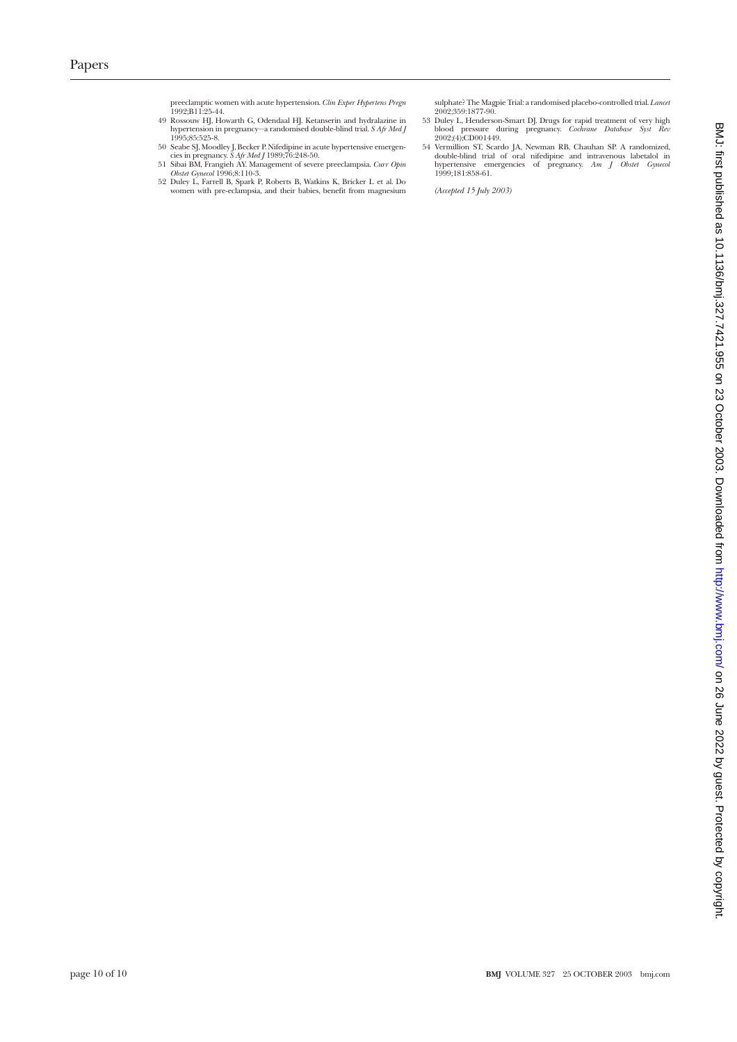preeclamptic women with acute hypertension. *Clin Exper Hypertens Pregn* 1992;B11:25-44.

49 Rossouw HJ, Howarth G, Odendaal HJ. Ketanserin and hydralazine in hypertension in pregnancy—a randomised double-blind trial. *S Afr Med J* 1995;85:525-8.

50 Seabe SJ, Moodley J, Becker P. Nifedipine in acute hypertensive emergencies in pregnancy. *S Afr Med J* 1989;76:248-50.

51 Sibai BM, Frangieh AY. Management of severe preeclampsia. *Curr Opin Obstet Gynecol* 1996;8:110-3.

52 Duley L, Farrell B, Spark P, Roberts B, Watkins K, Bricker L et al. Do women with pre-eclampsia, and their babies, benefit from magnesium sulphate? The Magpie Trial: a randomised placebo-controlled trial. *Lancet* 2002;359:1877-90.

53 Duley L, Henderson-Smart DJ. Drugs for rapid treatment of very high blood pressure during pregnancy. *Cochrane Database Syst Rev* 2002;(4):CD001449.

54 Vermillion ST, Scardo JA, Newman RB, Chauhan SP. A randomized, double-blind trial of oral nifedipine and intravenous labetalol in hypertensive emergencies of pregnancy. *Am J Obstet Gynecol* 1999;181:858-61.

*(Accepted 15 July 2003)*